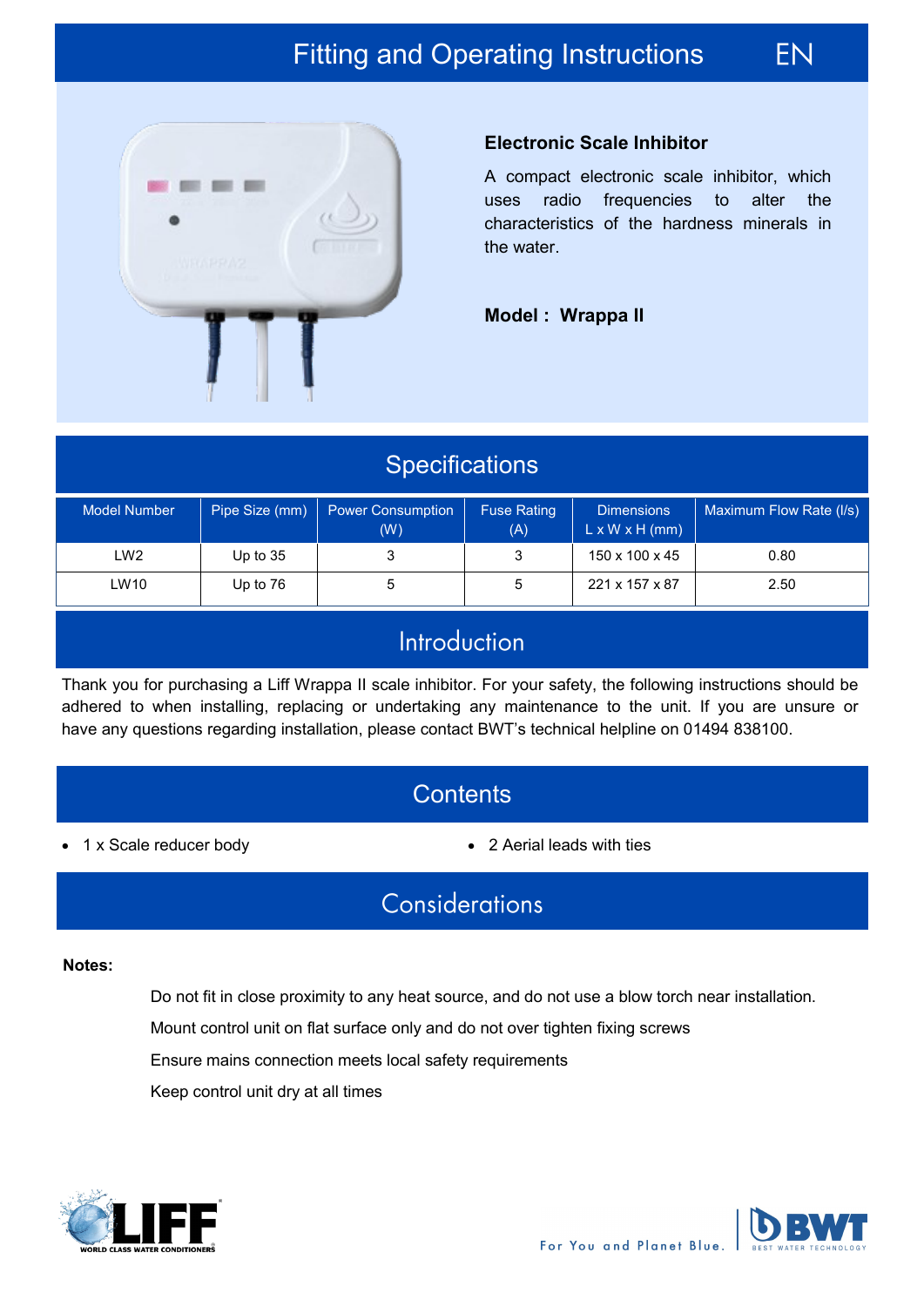# Fitting and Operating Instructions EN

### Electronic Scale Inhibitor

A compact electronic scale inhibitor, which uses radio frequencies to alter the characteristics of the hardness minerals in the water.

**Model : Wrappa II**

## Specifications

| Model Number | Pipe Size (mm) | Power Consumption (W) | Fuse Rating (A) | Dimensions L x W x H (mm) | Maximum Flow Rate (l/s) |
|---|---|---|---|---|---|
| LW2 | Up to 35 | 3 | 3 | 150 x 100 x 45 | 0.80 |
| LW10 | Up to 76 | 5 | 5 | 221 x 157 x 87 | 2.50 |

## Introduction

Thank you for purchasing a Liff Wrappa II scale inhibitor. For your safety, the following instructions should be adhered to when installing, replacing or undertaking any maintenance to the unit. If you are unsure or have any questions regarding installation, please contact BWT's technical helpline on 01494 838100.

## Contents

- 1 x Scale reducer body
- 2 Aerial leads with ties

## Considerations

**Notes:**

Do not fit in close proximity to any heat source, and do not use a blow torch near installation.

Mount control unit on flat surface only and do not over tighten fixing screws

Ensure mains connection meets local safety requirements

Keep control unit dry at all times

LIFF WORLD CLASS WATER CONDITIONERS

For You and Planet Blue. BWT BEST WATER TECHNOLOGY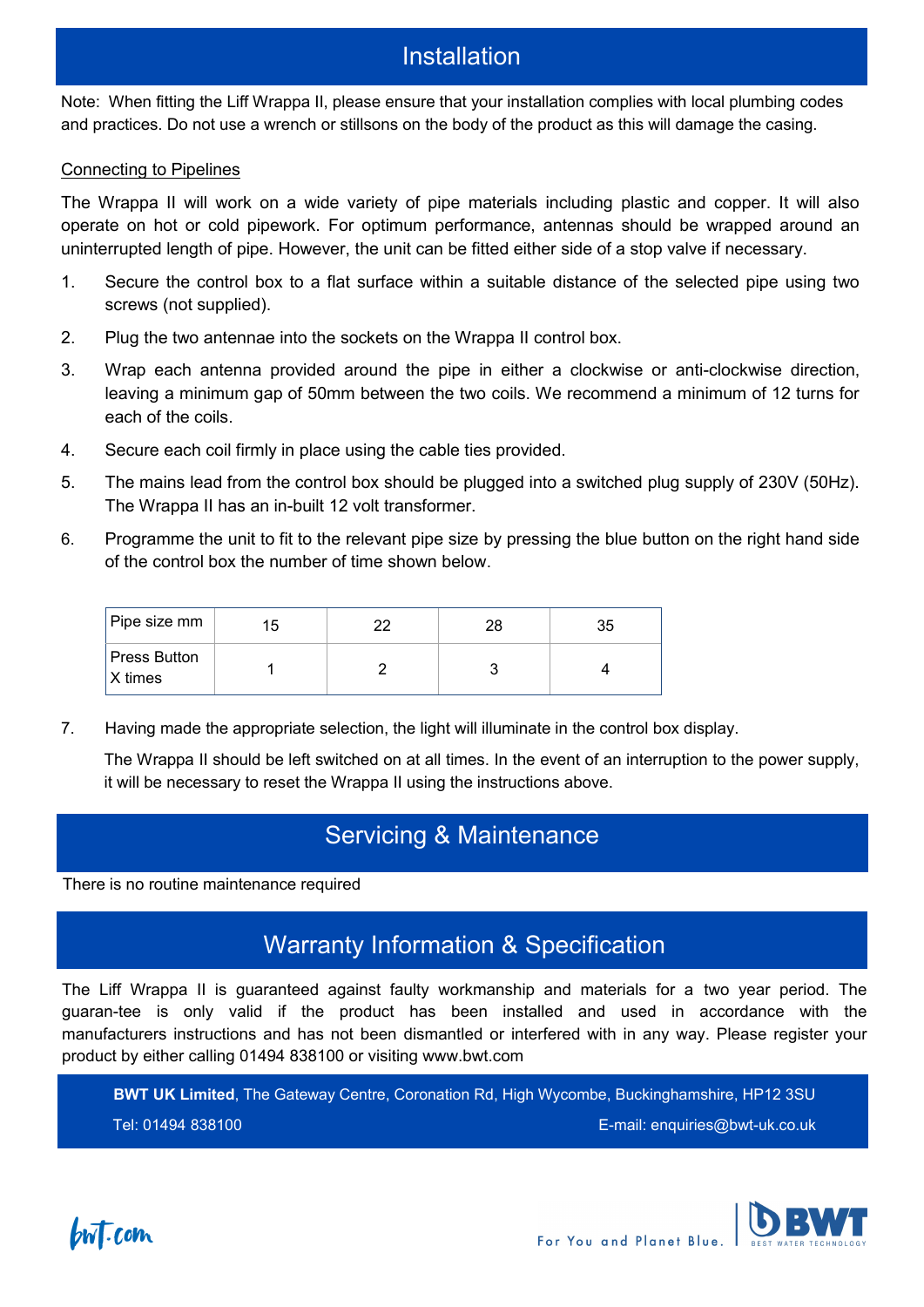# Installation

Note: When fitting the Liff Wrappa II, please ensure that your installation complies with local plumbing codes and practices. Do not use a wrench or stillsons on the body of the product as this will damage the casing.

<u>Connecting to Pipelines</u>

The Wrappa II will work on a wide variety of pipe materials including plastic and copper. It will also operate on hot or cold pipework. For optimum performance, antennas should be wrapped around an uninterrupted length of pipe. However, the unit can be fitted either side of a stop valve if necessary.

1. Secure the control box to a flat surface within a suitable distance of the selected pipe using two screws (not supplied).
2. Plug the two antennae into the sockets on the Wrappa II control box.
3. Wrap each antenna provided around the pipe in either a clockwise or anti-clockwise direction, leaving a minimum gap of 50mm between the two coils. We recommend a minimum of 12 turns for each of the coils.
4. Secure each coil firmly in place using the cable ties provided.
5. The mains lead from the control box should be plugged into a switched plug supply of 230V (50Hz). The Wrappa II has an in-built 12 volt transformer.
6. Programme the unit to fit to the relevant pipe size by pressing the blue button on the right hand side of the control box the number of time shown below.

| Pipe size mm | 15 | 22 | 28 | 35 |
|---|---|---|---|---|
| Press Button X times | 1 | 2 | 3 | 4 |

7. Having made the appropriate selection, the light will illuminate in the control box display.

   The Wrappa II should be left switched on at all times. In the event of an interruption to the power supply, it will be necessary to reset the Wrappa II using the instructions above.

# Servicing & Maintenance

There is no routine maintenance required

# Warranty Information & Specification

The Liff Wrappa II is guaranteed against faulty workmanship and materials for a two year period. The guaran-tee is only valid if the product has been installed and used in accordance with the manufacturers instructions and has not been dismantled or interfered with in any way. Please register your product by either calling 01494 838100 or visiting www.bwt.com

**BWT UK Limited**, The Gateway Centre, Coronation Rd, High Wycombe, Buckinghamshire, HP12 3SU

Tel: 01494 838100 E-mail: enquiries@bwt-uk.co.uk

bwt.com

For You and Planet Blue.

BWT BEST WATER TECHNOLOGY